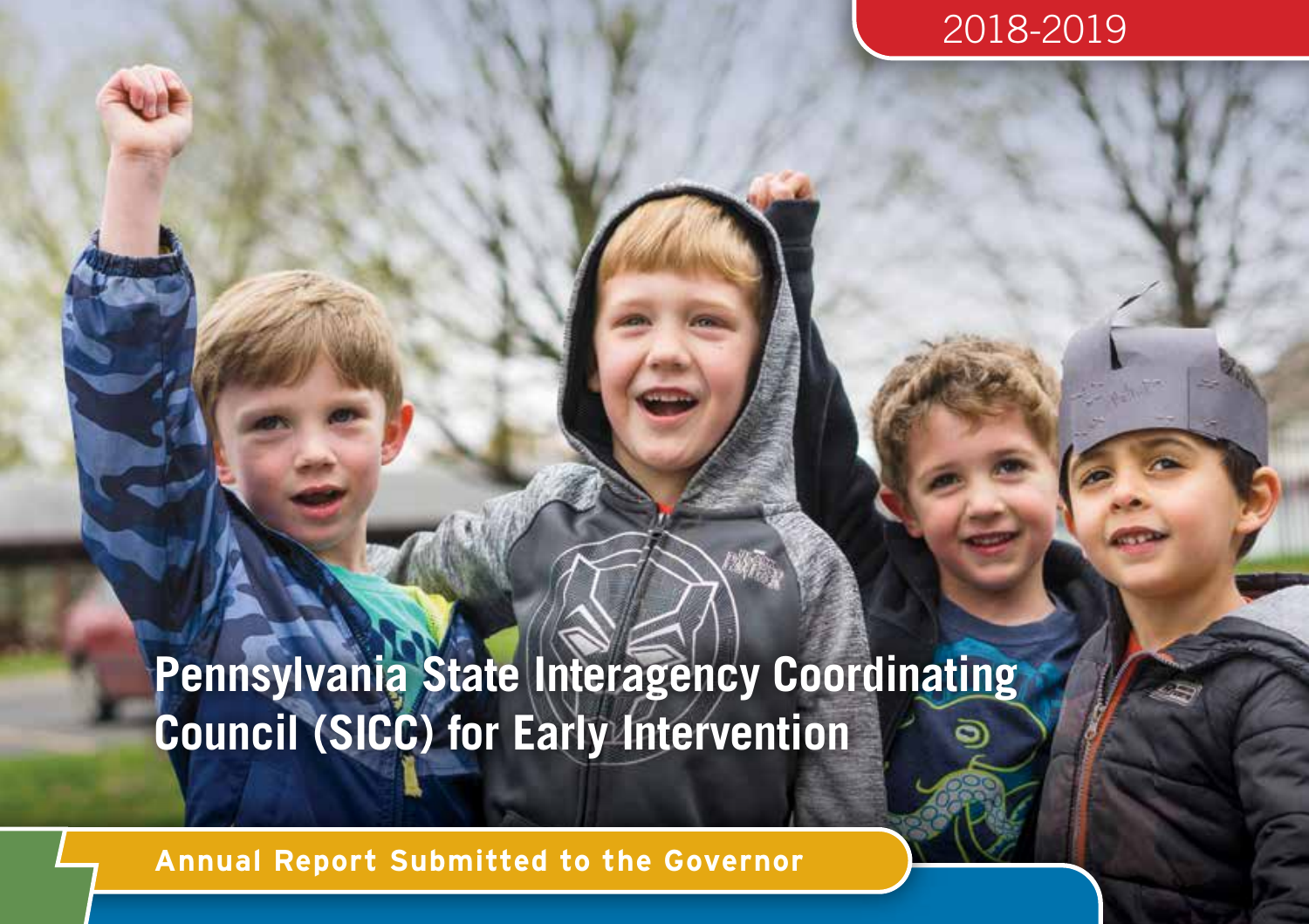2018-2019

# Pennsylvania State Interagency Coordinating Council (SICC) for Early Intervention

**Annual Report Submitted to the Governor**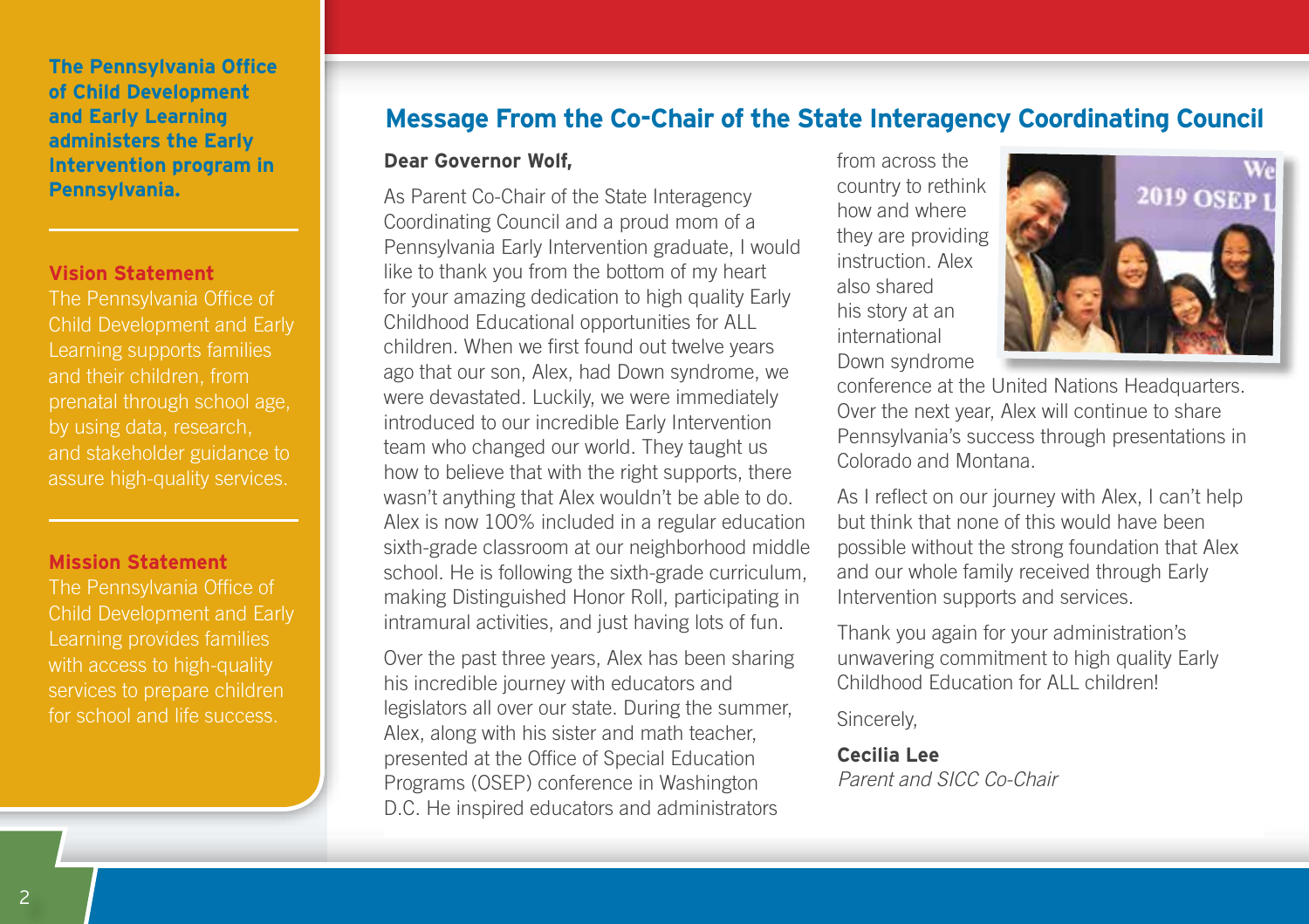**The Pennsylvania Office of Child Development and Early Learning administers the Early Intervention program in Pennsylvania.**

**Vision Statement**

The Pennsylvania Office of Child Development and Early Learning supports families and their children, from prenatal through school age, by using data, research, and stakeholder guidance to assure high-quality services.

**Mission Statement**

The Pennsylvania Office of Child Development and Early Learning provides families with access to high-quality services to prepare children for school and life success.

## Message From the Co-Chair of the State Interagency Coordinating Council

**Dear Governor Wolf,**

As Parent Co-Chair of the State Interagency Coordinating Council and a proud mom of a Pennsylvania Early Intervention graduate, I would like to thank you from the bottom of my heart for your amazing dedication to high quality Early Childhood Educational opportunities for ALL children. When we first found out twelve years ago that our son, Alex, had Down syndrome, we were devastated. Luckily, we were immediately introduced to our incredible Early Intervention team who changed our world. They taught us how to believe that with the right supports, there wasn't anything that Alex wouldn't be able to do. Alex is now 100% included in a regular education sixth-grade classroom at our neighborhood middle school. He is following the sixth-grade curriculum, making Distinguished Honor Roll, participating in intramural activities, and just having lots of fun.

Over the past three years, Alex has been sharing his incredible journey with educators and legislators all over our state. During the summer, Alex, along with his sister and math teacher, presented at the Office of Special Education Programs (OSEP) conference in Washington D.C. He inspired educators and administrators from across the country to rethink how and where they are providing instruction. Alex also shared his story at an international Down syndrome conference at the United Nations Headquarters. Over the next year, Alex will continue to share Pennsylvania's success through presentations in Colorado and Montana.

As I reflect on our journey with Alex, I can't help but think that none of this would have been possible without the strong foundation that Alex and our whole family received through Early Intervention supports and services.

Thank you again for your administration's unwavering commitment to high quality Early Childhood Education for ALL children!

Sincerely,

**Cecilia Lee**
*Parent and SICC Co-Chair*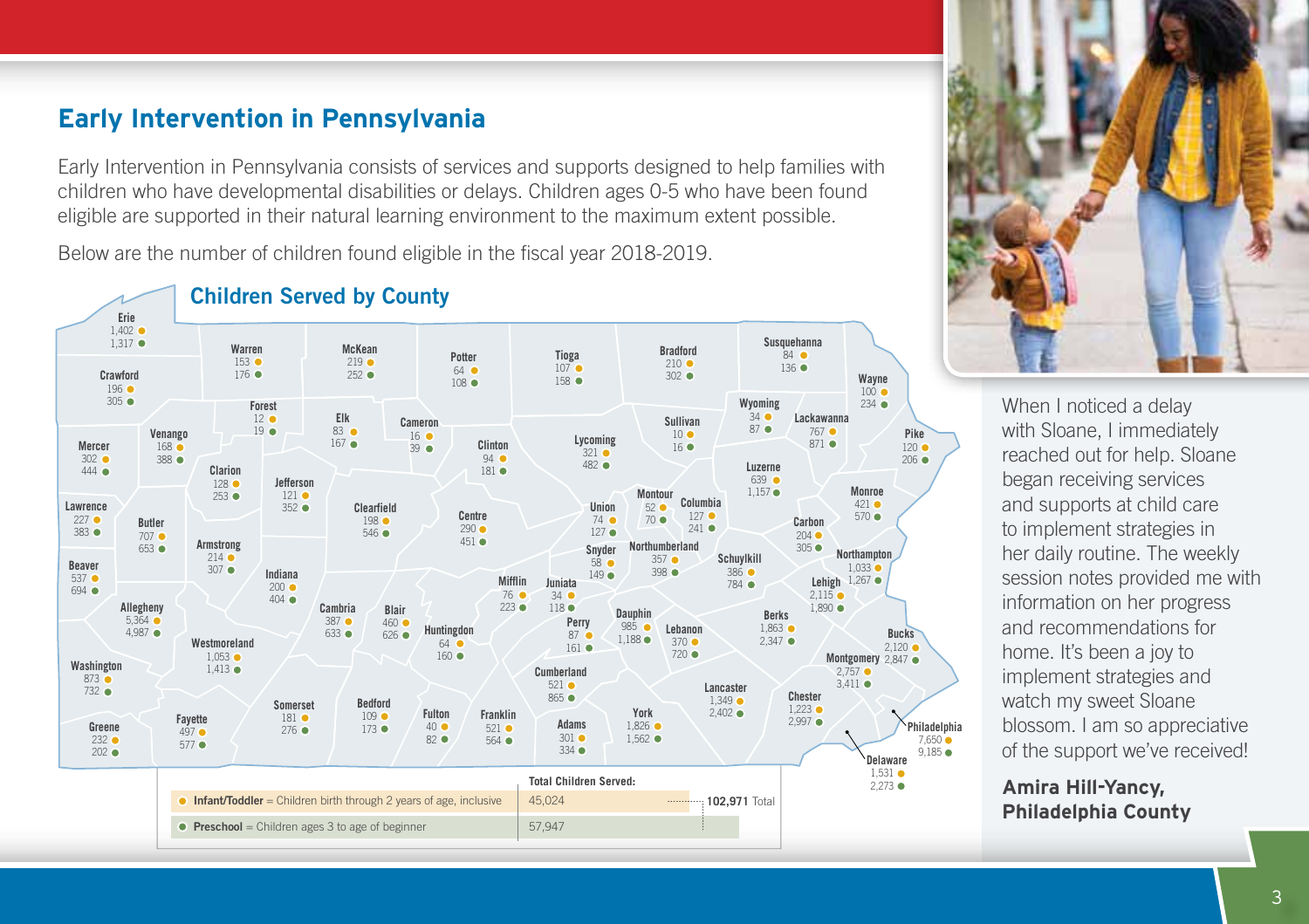## Early Intervention in Pennsylvania

Early Intervention in Pennsylvania consists of services and supports designed to help families with children who have developmental disabilities or delays. Children ages 0-5 who have been found eligible are supported in their natural learning environment to the maximum extent possible.

Below are the number of children found eligible in the fiscal year 2018-2019.

### Children Served by County

| County | Infant/Toddler | Preschool |
|---|---|---|
| Erie | 1,402 | 1,317 |
| Warren | 153 | 176 |
| McKean | 219 | 252 |
| Potter | 64 | 108 |
| Tioga | 107 | 158 |
| Bradford | 210 | 302 |
| Susquehanna | 84 | 136 |
| Wayne | 100 | 234 |
| Crawford | 196 | 305 |
| Forest | 12 | 19 |
| Elk | 83 | 167 |
| Cameron | 16 | 39 |
| Clinton | 94 | 181 |
| Lycoming | 321 | 482 |
| Sullivan | 10 | 16 |
| Wyoming | 34 | 87 |
| Lackawanna | 767 | 871 |
| Pike | 120 | 206 |
| Mercer | 302 | 444 |
| Venango | 168 | 388 |
| Clarion | 128 | 253 |
| Jefferson | 121 | 352 |
| Luzerne | 639 | 1,157 |
| Monroe | 421 | 570 |
| Lawrence | 227 | 383 |
| Butler | 707 | 653 |
| Clearfield | 198 | 546 |
| Centre | 290 | 451 |
| Union | 74 | 127 |
| Montour | 52 | 70 |
| Columbia | 127 | 241 |
| Carbon | 204 | 305 |
| Armstrong | 214 | 307 |
| Snyder | 58 | 149 |
| Northumberland | 357 | 398 |
| Schuylkill | 386 | 784 |
| Northampton | 1,033 | 1,267 |
| Beaver | 537 | 694 |
| Indiana | 200 | 404 |
| Mifflin | 76 | 223 |
| Juniata | 34 | 118 |
| Lehigh | 2,115 | 1,890 |
| Allegheny | 5,364 | 4,987 |
| Cambria | 387 | 633 |
| Blair | 460 | 626 |
| Dauphin | 985 | 1,188 |
| Perry | 87 | 161 |
| Berks | 1,863 | 2,347 |
| Westmoreland | 1,053 | 1,413 |
| Huntingdon | 64 | 160 |
| Lebanon | 370 | 720 |
| Bucks | 2,120 | 2,847 |
| Washington | 873 | 732 |
| Cumberland | 521 | 865 |
| Montgomery | 2,757 | 3,411 |
| Somerset | 181 | 276 |
| Bedford | 109 | 173 |
| Lancaster | 1,349 | 2,402 |
| Chester | 1,223 | 2,997 |
| Fayette | 497 | 577 |
| Fulton | 40 | 82 |
| Franklin | 521 | 564 |
| Adams | 301 | 334 |
| York | 1,826 | 1,562 |
| Philadelphia | 7,650 | 9,185 |
| Greene | 232 | 202 |
| Delaware | 1,531 | 2,273 |

| | Total Children Served: | |
|---|---|---|
| **Infant/Toddler** = Children birth through 2 years of age, inclusive | 45,024 | **102,971** Total |
| **Preschool** = Children ages 3 to age of beginner | 57,947 | |

When I noticed a delay with Sloane, I immediately reached out for help. Sloane began receiving services and supports at child care to implement strategies in her daily routine. The weekly session notes provided me with information on her progress and recommendations for home. It's been a joy to implement strategies and watch my sweet Sloane blossom. I am so appreciative of the support we've received!

**Amira Hill-Yancy, Philadelphia County**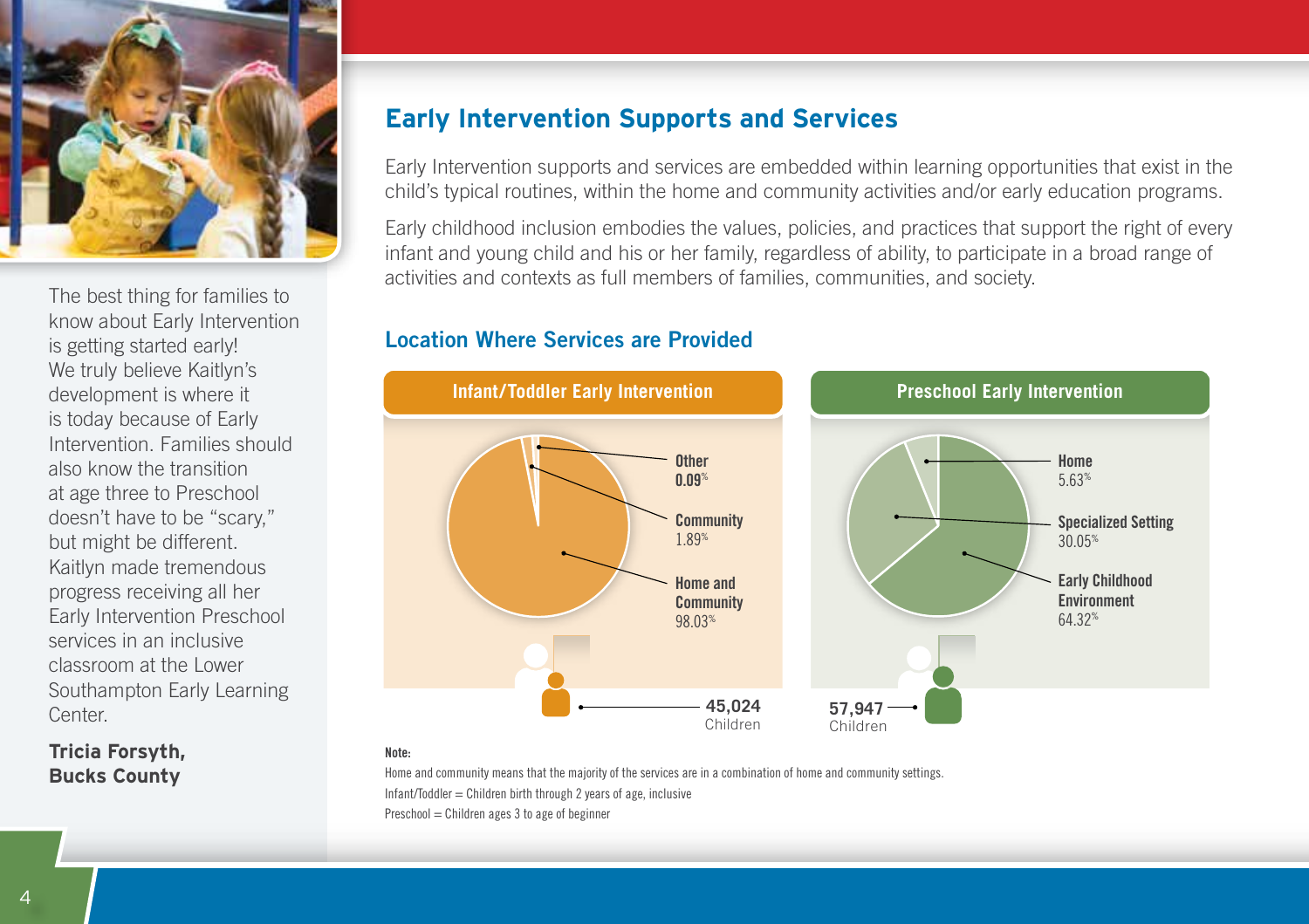## Early Intervention Supports and Services

Early Intervention supports and services are embedded within learning opportunities that exist in the child's typical routines, within the home and community activities and/or early education programs.

Early childhood inclusion embodies the values, policies, and practices that support the right of every infant and young child and his or her family, regardless of ability, to participate in a broad range of activities and contexts as full members of families, communities, and society.

### Location Where Services are Provided

**Infant/Toddler Early Intervention**

- Other 0.09%
- Community 1.89%
- Home and Community 98.03%

45,024 Children

**Preschool Early Intervention**

- Home 5.63%
- Specialized Setting 30.05%
- Early Childhood Environment 64.32%

57,947 Children

**Note:**

Home and community means that the majority of the services are in a combination of home and community settings.

Infant/Toddler = Children birth through 2 years of age, inclusive

Preschool = Children ages 3 to age of beginner

The best thing for families to know about Early Intervention is getting started early! We truly believe Kaitlyn's development is where it is today because of Early Intervention. Families should also know the transition at age three to Preschool doesn't have to be "scary," but might be different. Kaitlyn made tremendous progress receiving all her Early Intervention Preschool services in an inclusive classroom at the Lower Southampton Early Learning Center.

**Tricia Forsyth, Bucks County**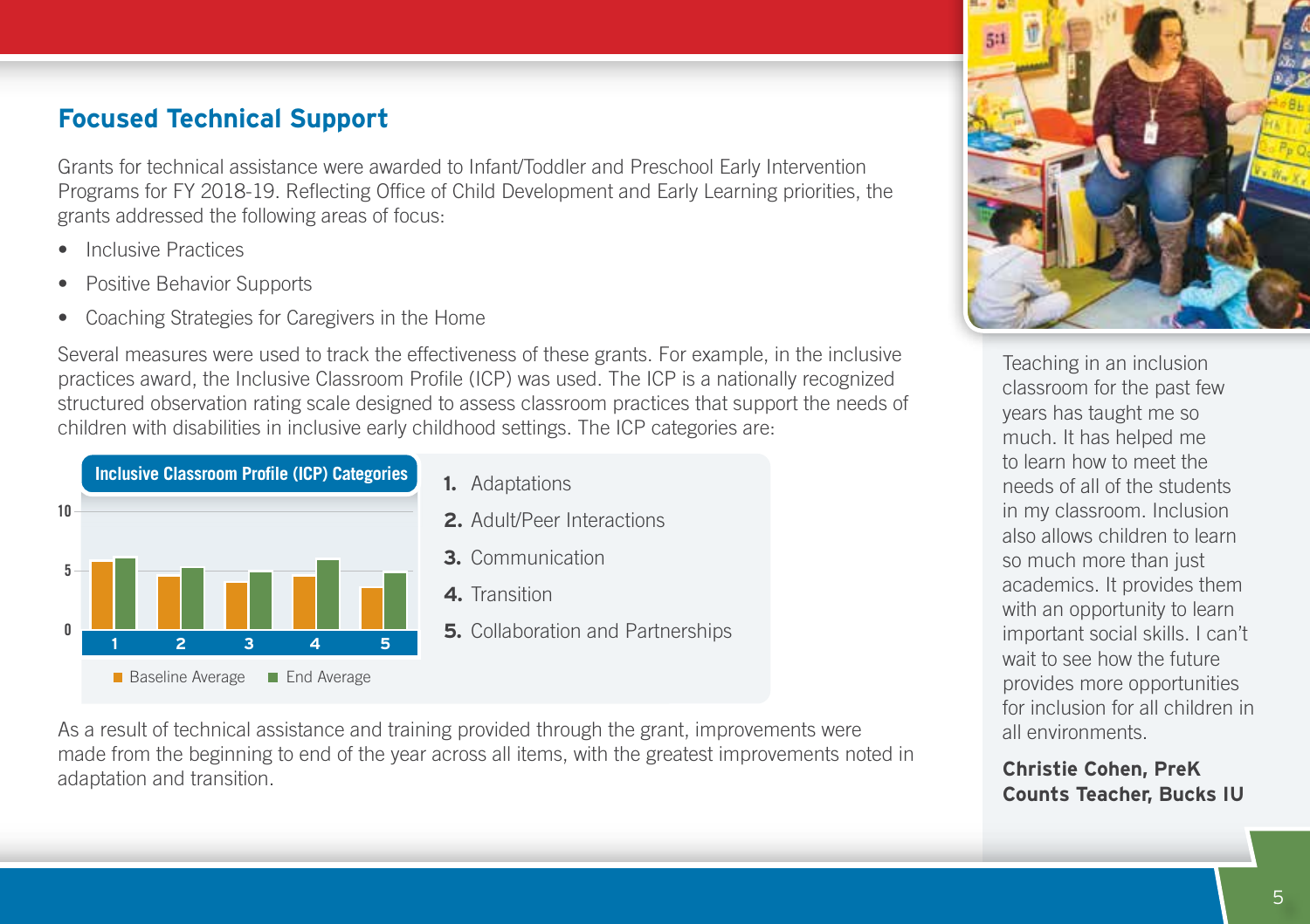## Focused Technical Support

Grants for technical assistance were awarded to Infant/Toddler and Preschool Early Intervention Programs for FY 2018-19. Reflecting Office of Child Development and Early Learning priorities, the grants addressed the following areas of focus:

- Inclusive Practices
- Positive Behavior Supports
- Coaching Strategies for Caregivers in the Home

Several measures were used to track the effectiveness of these grants. For example, in the inclusive practices award, the Inclusive Classroom Profile (ICP) was used. The ICP is a nationally recognized structured observation rating scale designed to assess classroom practices that support the needs of children with disabilities in inclusive early childhood settings. The ICP categories are:

**Inclusive Classroom Profile (ICP) Categories**

1. Adaptations
2. Adult/Peer Interactions
3. Communication
4. Transition
5. Collaboration and Partnerships

As a result of technical assistance and training provided through the grant, improvements were made from the beginning to end of the year across all items, with the greatest improvements noted in adaptation and transition.

Teaching in an inclusion classroom for the past few years has taught me so much. It has helped me to learn how to meet the needs of all of the students in my classroom. Inclusion also allows children to learn so much more than just academics. It provides them with an opportunity to learn important social skills. I can't wait to see how the future provides more opportunities for inclusion for all children in all environments.

**Christie Cohen, PreK Counts Teacher, Bucks IU**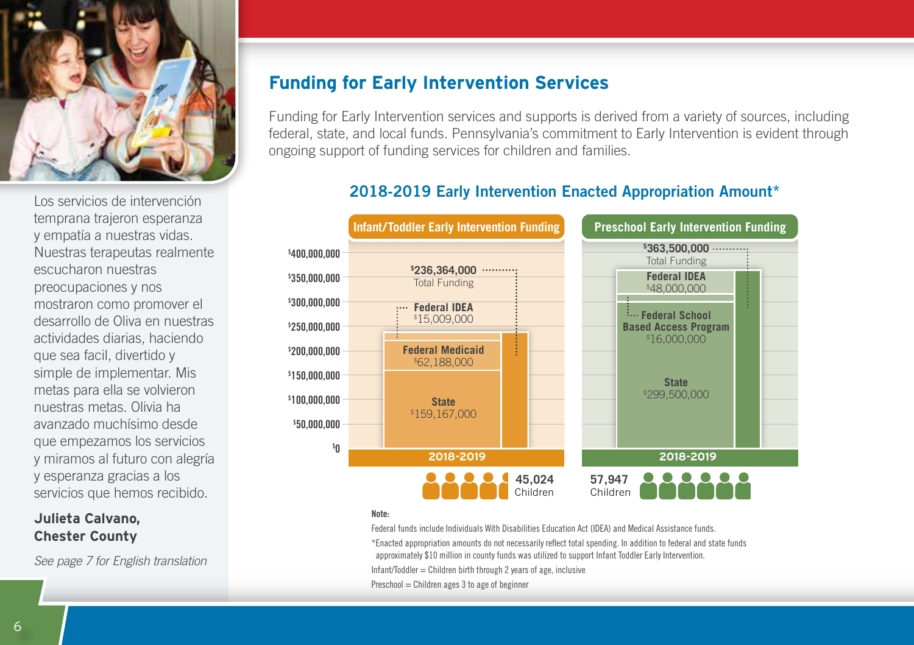Los servicios de intervención temprana trajeron esperanza y empatía a nuestras vidas. Nuestras terapeutas realmente escucharon nuestras preocupaciones y nos mostraron como promover el desarrollo de Oliva en nuestras actividades diarias, haciendo que sea facil, divertido y simple de implementar. Mis metas para ella se volvieron nuestras metas. Olivia ha avanzado muchísimo desde que empezamos los servicios y miramos al futuro con alegría y esperanza gracias a los servicios que hemos recibido.

**Julieta Calvano, Chester County**

*See page 7 for English translation*

## Funding for Early Intervention Services

Funding for Early Intervention services and supports is derived from a variety of sources, including federal, state, and local funds. Pennsylvania's commitment to Early Intervention is evident through ongoing support of funding services for children and families.

### 2018-2019 Early Intervention Enacted Appropriation Amount*

| | Infant/Toddler Early Intervention Funding (2018-2019) | Preschool Early Intervention Funding (2018-2019) |
|---|---|---|
| Federal IDEA | $15,009,000 | $48,000,000 |
| Federal Medicaid | $62,188,000 | |
| Federal School Based Access Program | | $16,000,000 |
| State | $159,167,000 | $299,500,000 |
| Total Funding | $236,364,000 | $363,500,000 |
| Children | 45,024 | 57,947 |

**Note:**

Federal funds include Individuals With Disabilities Education Act (IDEA) and Medical Assistance funds.

*Enacted appropriation amounts do not necessarily reflect total spending. In addition to federal and state funds approximately $10 million in county funds was utilized to support Infant Toddler Early Intervention.

Infant/Toddler = Children birth through 2 years of age, inclusive

Preschool = Children ages 3 to age of beginner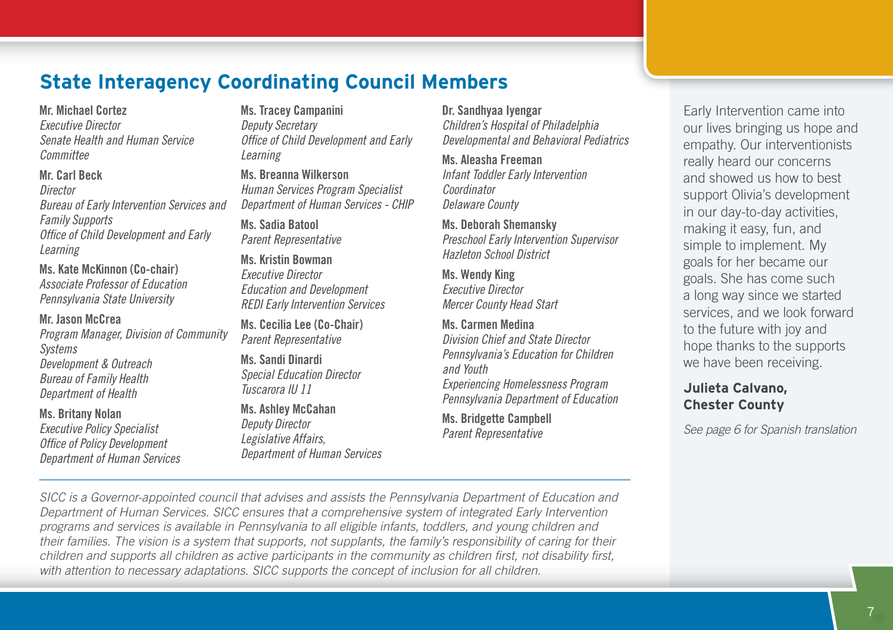## State Interagency Coordinating Council Members

**Mr. Michael Cortez**
*Executive Director*
*Senate Health and Human Service Committee*

**Mr. Carl Beck**
*Director*
*Bureau of Early Intervention Services and Family Supports*
*Office of Child Development and Early Learning*

**Ms. Kate McKinnon (Co-chair)**
*Associate Professor of Education*
*Pennsylvania State University*

**Mr. Jason McCrea**
*Program Manager, Division of Community Systems*
*Development & Outreach*
*Bureau of Family Health*
*Department of Health*

**Ms. Britany Nolan**
*Executive Policy Specialist*
*Office of Policy Development*
*Department of Human Services*

**Ms. Tracey Campanini**
*Deputy Secretary*
*Office of Child Development and Early Learning*

**Ms. Breanna Wilkerson**
*Human Services Program Specialist*
*Department of Human Services - CHIP*

**Ms. Sadia Batool**
*Parent Representative*

**Ms. Kristin Bowman**
*Executive Director*
*Education and Development*
*REDI Early Intervention Services*

**Ms. Cecilia Lee (Co-Chair)**
*Parent Representative*

**Ms. Sandi Dinardi**
*Special Education Director*
*Tuscarora IU 11*

**Ms. Ashley McCahan**
*Deputy Director*
*Legislative Affairs,*
*Department of Human Services*

**Dr. Sandhyaa Iyengar**
*Children's Hospital of Philadelphia*
*Developmental and Behavioral Pediatrics*

**Ms. Aleasha Freeman**
*Infant Toddler Early Intervention Coordinator*
*Delaware County*

**Ms. Deborah Shemansky**
*Preschool Early Intervention Supervisor*
*Hazleton School District*

**Ms. Wendy King**
*Executive Director*
*Mercer County Head Start*

**Ms. Carmen Medina**
*Division Chief and State Director*
*Pennsylvania's Education for Children and Youth*
*Experiencing Homelessness Program*
*Pennsylvania Department of Education*

**Ms. Bridgette Campbell**
*Parent Representative*

*SICC is a Governor-appointed council that advises and assists the Pennsylvania Department of Education and Department of Human Services. SICC ensures that a comprehensive system of integrated Early Intervention programs and services is available in Pennsylvania to all eligible infants, toddlers, and young children and their families. The vision is a system that supports, not supplants, the family's responsibility of caring for their children and supports all children as active participants in the community as children first, not disability first, with attention to necessary adaptations. SICC supports the concept of inclusion for all children.*

Early Intervention came into our lives bringing us hope and empathy. Our interventionists really heard our concerns and showed us how to best support Olivia's development in our day-to-day activities, making it easy, fun, and simple to implement. My goals for her became our goals. She has come such a long way since we started services, and we look forward to the future with joy and hope thanks to the supports we have been receiving.

**Julieta Calvano, Chester County**

*See page 6 for Spanish translation*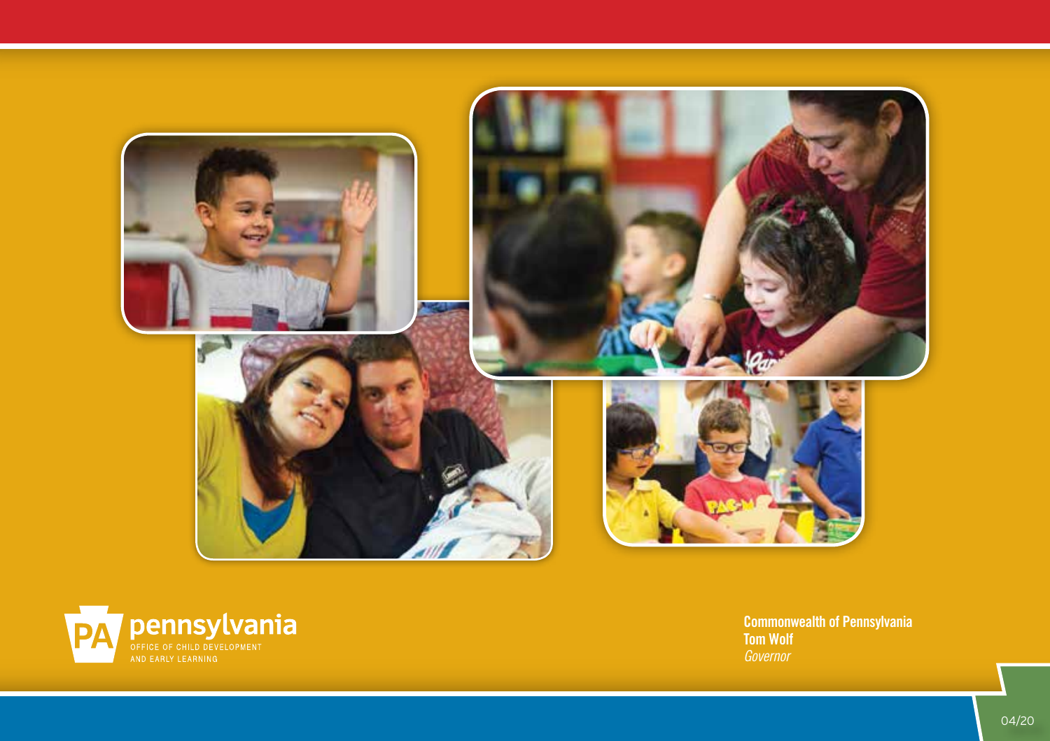pennsylvania

OFFICE OF CHILD DEVELOPMENT AND EARLY LEARNING

**Commonwealth of Pennsylvania**
**Tom Wolf**
*Governor*

04/20